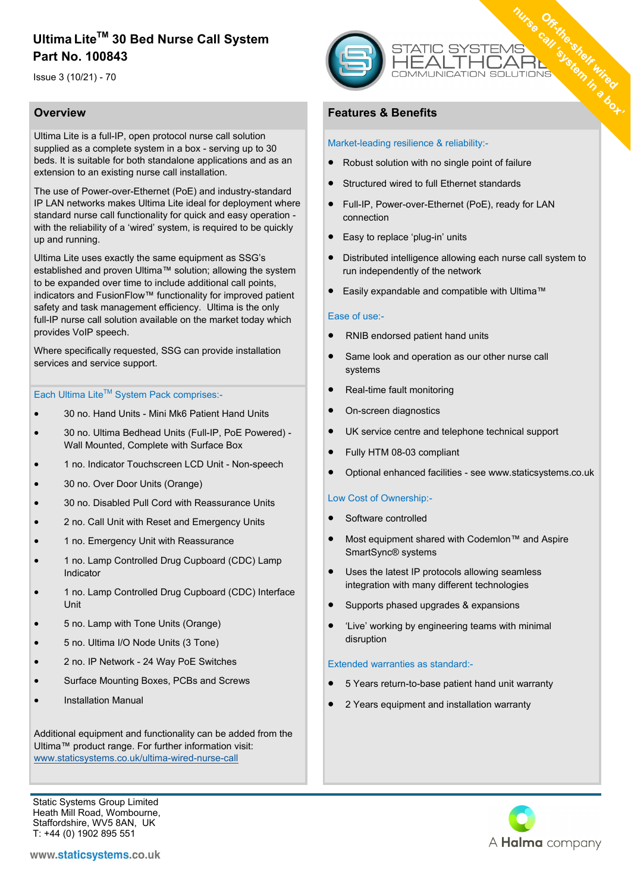# Ultima Lite™ 30 Bed Nurse Call System
## Part No. 100843

Issue 3 (10/21) - 70

STATIC SYSTEMS HEALTHCARE COMMUNICATION SOLUTIONS

Off-the-shelf wired nurse call 'system in a box'

## Overview

Ultima Lite is a full-IP, open protocol nurse call solution supplied as a complete system in a box - serving up to 30 beds. It is suitable for both standalone applications and as an extension to an existing nurse call installation.

The use of Power-over-Ethernet (PoE) and industry-standard IP LAN networks makes Ultima Lite ideal for deployment where standard nurse call functionality for quick and easy operation - with the reliability of a 'wired' system, is required to be quickly up and running.

Ultima Lite uses exactly the same equipment as SSG's established and proven Ultima™ solution; allowing the system to be expanded over time to include additional call points, indicators and FusionFlow™ functionality for improved patient safety and task management efficiency. Ultima is the only full-IP nurse call solution available on the market today which provides VoIP speech.

Where specifically requested, SSG can provide installation services and service support.

### Each Ultima Lite™ System Pack comprises:-

- 30 no. Hand Units - Mini Mk6 Patient Hand Units
- 30 no. Ultima Bedhead Units (Full-IP, PoE Powered) - Wall Mounted, Complete with Surface Box
- 1 no. Indicator Touchscreen LCD Unit - Non-speech
- 30 no. Over Door Units (Orange)
- 30 no. Disabled Pull Cord with Reassurance Units
- 2 no. Call Unit with Reset and Emergency Units
- 1 no. Emergency Unit with Reassurance
- 1 no. Lamp Controlled Drug Cupboard (CDC) Lamp Indicator
- 1 no. Lamp Controlled Drug Cupboard (CDC) Interface Unit
- 5 no. Lamp with Tone Units (Orange)
- 5 no. Ultima I/O Node Units (3 Tone)
- 2 no. IP Network - 24 Way PoE Switches
- Surface Mounting Boxes, PCBs and Screws
- Installation Manual

Additional equipment and functionality can be added from the Ultima™ product range. For further information visit: www.staticsystems.co.uk/ultima-wired-nurse-call

## Features & Benefits

### Market-leading resilience & reliability:-

- Robust solution with no single point of failure
- Structured wired to full Ethernet standards
- Full-IP, Power-over-Ethernet (PoE), ready for LAN connection
- Easy to replace 'plug-in' units
- Distributed intelligence allowing each nurse call system to run independently of the network
- Easily expandable and compatible with Ultima™

### Ease of use:-

- RNIB endorsed patient hand units
- Same look and operation as our other nurse call systems
- Real-time fault monitoring
- On-screen diagnostics
- UK service centre and telephone technical support
- Fully HTM 08-03 compliant
- Optional enhanced facilities - see www.staticsystems.co.uk

### Low Cost of Ownership:-

- Software controlled
- Most equipment shared with Codemlon™ and Aspire SmartSync® systems
- Uses the latest IP protocols allowing seamless integration with many different technologies
- Supports phased upgrades & expansions
- 'Live' working by engineering teams with minimal disruption

### Extended warranties as standard:-

- 5 Years return-to-base patient hand unit warranty
- 2 Years equipment and installation warranty

Static Systems Group Limited
Heath Mill Road, Wombourne,
Staffordshire, WV5 8AN, UK
T: +44 (0) 1902 895 551

www.staticsystems.co.uk

A Halma company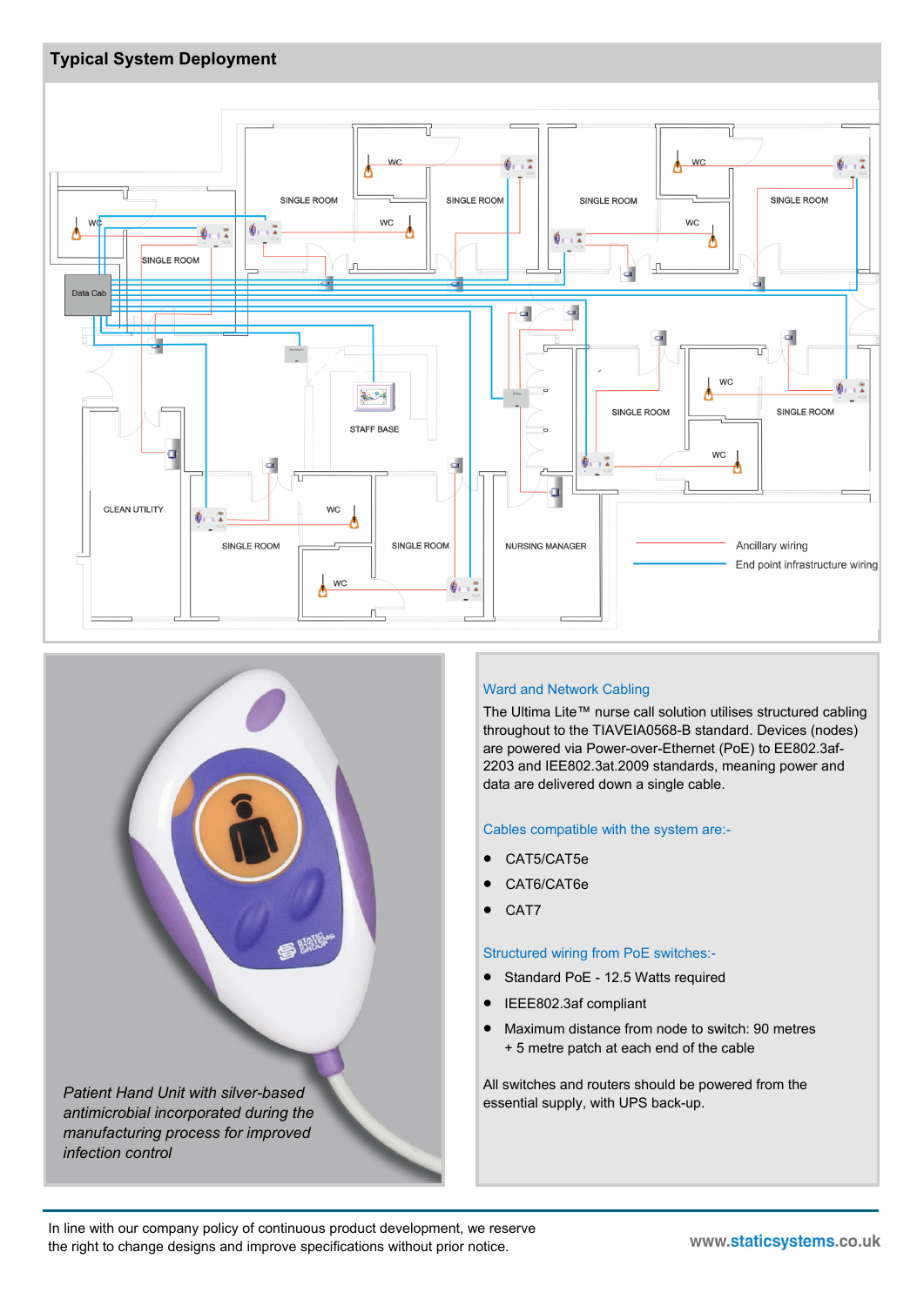## Typical System Deployment

SINGLE ROOM
WC
SINGLE ROOM
WC
SINGLE ROOM
WC
SINGLE ROOM
WC
WC
SINGLE ROOM
Data Cab
STAFF BASE
SINGLE ROOM
WC
SINGLE ROOM
WC
CLEAN UTILITY
SINGLE ROOM
WC
SINGLE ROOM
WC
NURSING MANAGER

Ancillary wiring
End point infrastructure wiring

*Patient Hand Unit with silver-based antimicrobial incorporated during the manufacturing process for improved infection control*

### Ward and Network Cabling

The Ultima Lite™ nurse call solution utilises structured cabling throughout to the TIAVEIA0568-B standard. Devices (nodes) are powered via Power-over-Ethernet (PoE) to EE802.3af-2203 and IEE802.3at.2009 standards, meaning power and data are delivered down a single cable.

### Cables compatible with the system are:-

- CAT5/CAT5e
- CAT6/CAT6e
- CAT7

### Structured wiring from PoE switches:-

- Standard PoE - 12.5 Watts required
- IEEE802.3af compliant
- Maximum distance from node to switch: 90 metres + 5 metre patch at each end of the cable

All switches and routers should be powered from the essential supply, with UPS back-up.

In line with our company policy of continuous product development, we reserve the right to change designs and improve specifications without prior notice.

www.staticsystems.co.uk